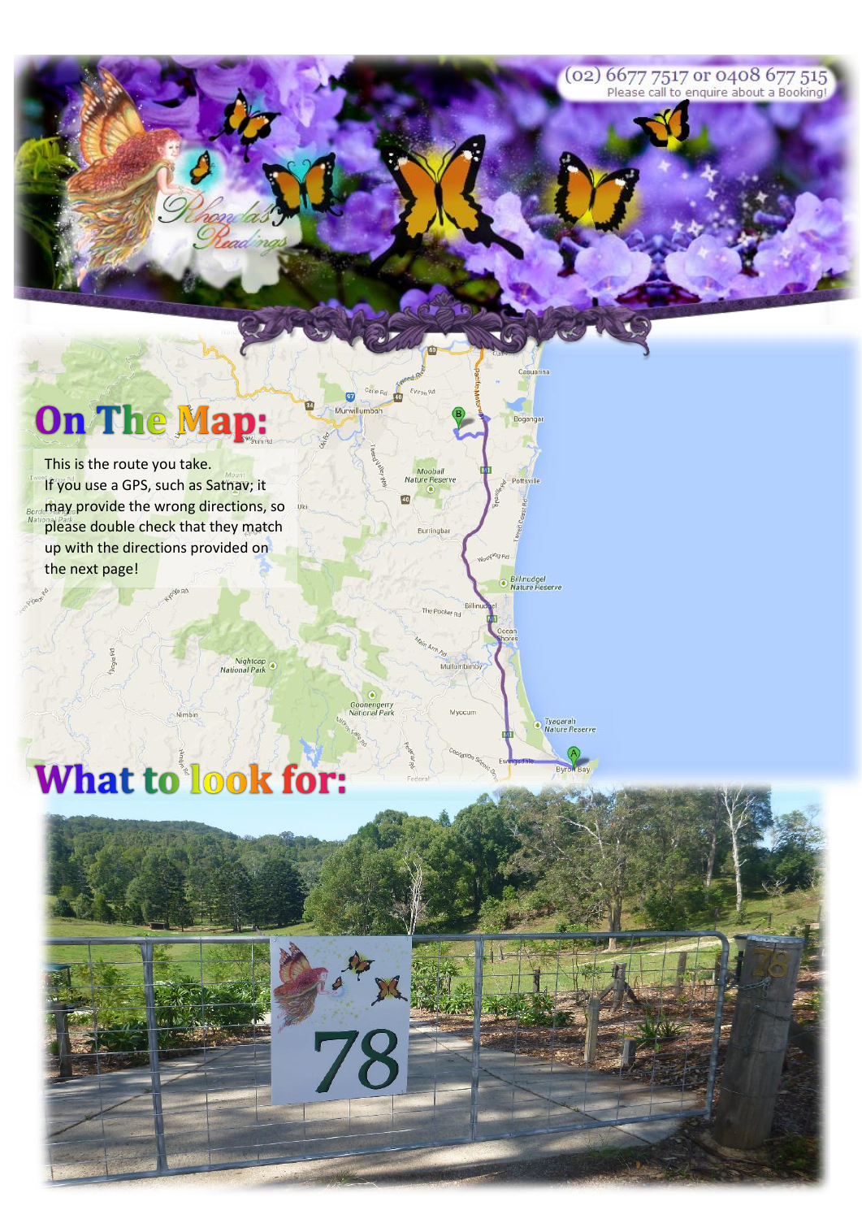(02) 6677 7517 or 0408 677 515
Please call to enquire about a Booking!

## On The Map:

This is the route you take.
If you use a GPS, such as Satnav; it may provide the wrong directions, so please double check that they match up with the directions provided on the next page!

## What to look for: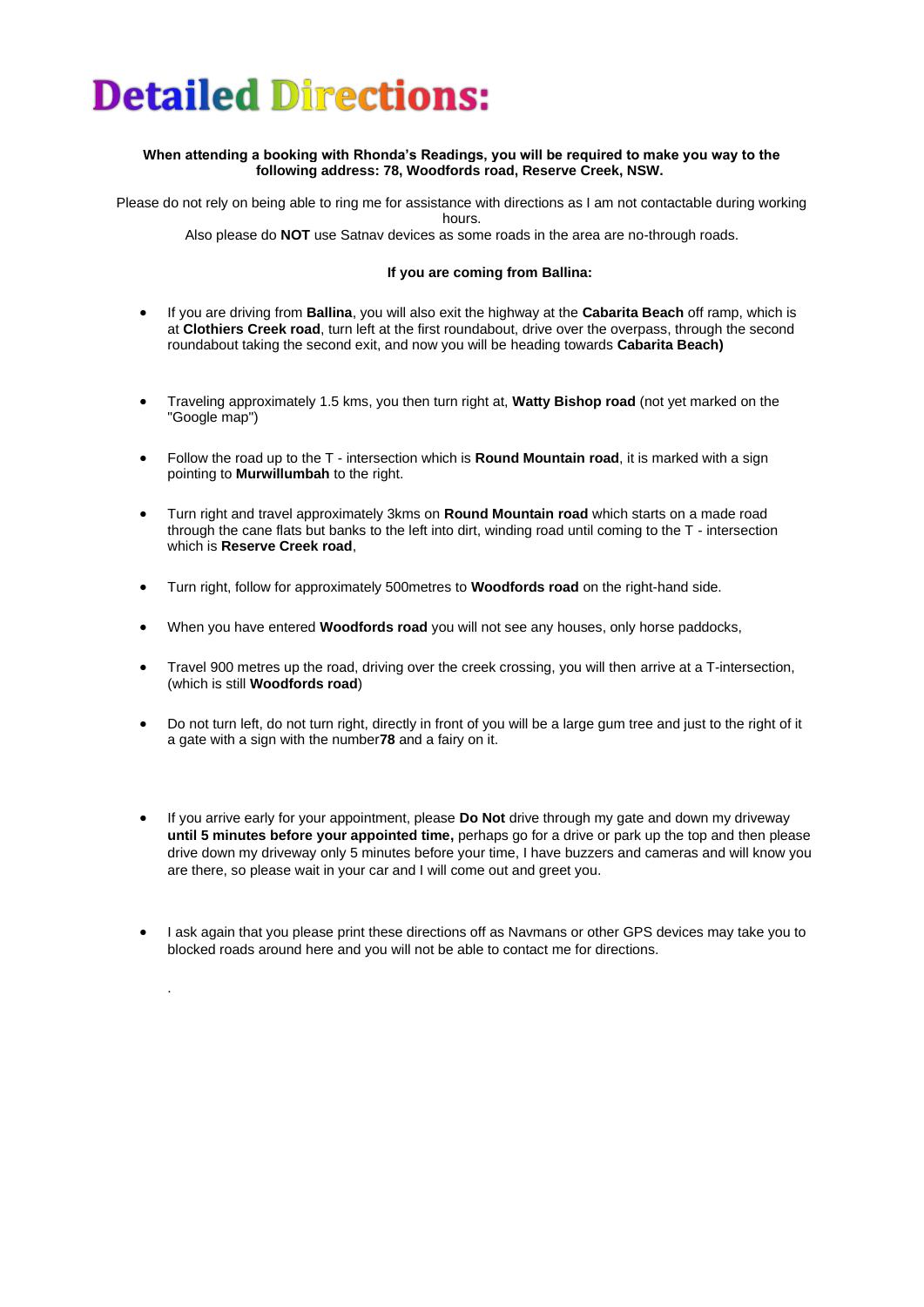# Detailed Directions:

**When attending a booking with Rhonda's Readings, you will be required to make you way to the following address: 78, Woodfords road, Reserve Creek, NSW.**

Please do not rely on being able to ring me for assistance with directions as I am not contactable during working hours.
Also please do **NOT** use Satnav devices as some roads in the area are no-through roads.

**If you are coming from Ballina:**

- If you are driving from **Ballina**, you will also exit the highway at the **Cabarita Beach** off ramp, which is at **Clothiers Creek road**, turn left at the first roundabout, drive over the overpass, through the second roundabout taking the second exit, and now you will be heading towards **Cabarita Beach)**

- Traveling approximately 1.5 kms, you then turn right at, **Watty Bishop road** (not yet marked on the "Google map")

- Follow the road up to the T - intersection which is **Round Mountain road**, it is marked with a sign pointing to **Murwillumbah** to the right.

- Turn right and travel approximately 3kms on **Round Mountain road** which starts on a made road through the cane flats but banks to the left into dirt, winding road until coming to the T - intersection which is **Reserve Creek road**,

- Turn right, follow for approximately 500metres to **Woodfords road** on the right-hand side.

- When you have entered **Woodfords road** you will not see any houses, only horse paddocks,

- Travel 900 metres up the road, driving over the creek crossing, you will then arrive at a T-intersection, (which is still **Woodfords road**)

- Do not turn left, do not turn right, directly in front of you will be a large gum tree and just to the right of it a gate with a sign with the number**78** and a fairy on it.

- If you arrive early for your appointment, please **Do Not** drive through my gate and down my driveway **until 5 minutes before your appointed time,** perhaps go for a drive or park up the top and then please drive down my driveway only 5 minutes before your time, I have buzzers and cameras and will know you are there, so please wait in your car and I will come out and greet you.

- I ask again that you please print these directions off as Navmans or other GPS devices may take you to blocked roads around here and you will not be able to contact me for directions.

.